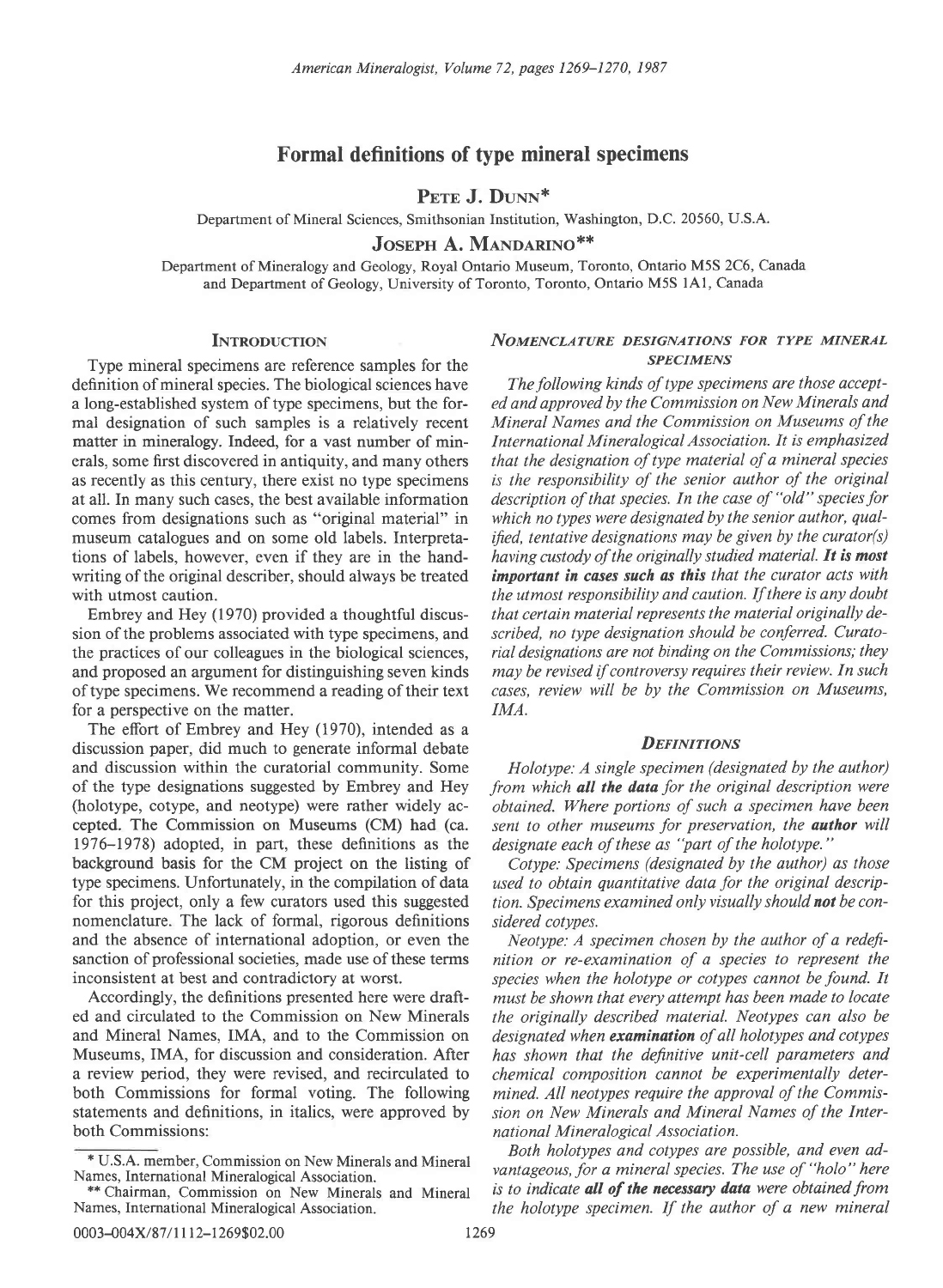# Formal definitions of type mineral specimens

**Pete J. Dunn**\*

Department of Mineral Sciences, Smithsonian Institution, Washington, D.C. 20560, U.S.A.

**Joseph A. Mandarino**\*\*

Department of Mineralogy and Geology, Royal Ontario Museum, Toronto, Ontario M5S 2C6, Canada
and Department of Geology, University of Toronto, Toronto, Ontario M5S 1A1, Canada

## Introduction

Type mineral specimens are reference samples for the definition of mineral species. The biological sciences have a long-established system of type specimens, but the formal designation of such samples is a relatively recent matter in mineralogy. Indeed, for a vast number of minerals, some first discovered in antiquity, and many others as recently as this century, there exist no type specimens at all. In many such cases, the best available information comes from designations such as "original material" in museum catalogues and on some old labels. Interpretations of labels, however, even if they are in the handwriting of the original describer, should always be treated with utmost caution.

Embrey and Hey (1970) provided a thoughtful discussion of the problems associated with type specimens, and the practices of our colleagues in the biological sciences, and proposed an argument for distinguishing seven kinds of type specimens. We recommend a reading of their text for a perspective on the matter.

The effort of Embrey and Hey (1970), intended as a discussion paper, did much to generate informal debate and discussion within the curatorial community. Some of the type designations suggested by Embrey and Hey (holotype, cotype, and neotype) were rather widely accepted. The Commission on Museums (CM) had (ca. 1976–1978) adopted, in part, these definitions as the background basis for the CM project on the listing of type specimens. Unfortunately, in the compilation of data for this project, only a few curators used this suggested nomenclature. The lack of formal, rigorous definitions and the absence of international adoption, or even the sanction of professional societies, made use of these terms inconsistent at best and contradictory at worst.

Accordingly, the definitions presented here were drafted and circulated to the Commission on New Minerals and Mineral Names, IMA, and to the Commission on Museums, IMA, for discussion and consideration. After a review period, they were revised, and recirculated to both Commissions for formal voting. The following statements and definitions, in italics, were approved by both Commissions:

## *Nomenclature designations for type mineral specimens*

*The following kinds of type specimens are those accepted and approved by the Commission on New Minerals and Mineral Names and the Commission on Museums of the International Mineralogical Association. It is emphasized that the designation of type material of a mineral species is the responsibility of the senior author of the original description of that species. In the case of "old" species for which no types were designated by the senior author, qualified, tentative designations may be given by the curator(s) having custody of the originally studied material.* ***It is most important in cases such as this*** *that the curator acts with the utmost responsibility and caution. If there is any doubt that certain material represents the material originally described, no type designation should be conferred. Curatorial designations are not binding on the Commissions; they may be revised if controversy requires their review. In such cases, review will be by the Commission on Museums, IMA.*

## *Definitions*

*Holotype: A single specimen (designated by the author) from which* ***all the data*** *for the original description were obtained. Where portions of such a specimen have been sent to other museums for preservation, the* ***author*** *will designate each of these as "part of the holotype."*

*Cotype: Specimens (designated by the author) as those used to obtain quantitative data for the original description. Specimens examined only visually should* ***not*** *be considered cotypes.*

*Neotype: A specimen chosen by the author of a redefinition or re-examination of a species to represent the species when the holotype or cotypes cannot be found. It must be shown that every attempt has been made to locate the originally described material. Neotypes can also be designated when* ***examination*** *of all holotypes and cotypes has shown that the definitive unit-cell parameters and chemical composition cannot be experimentally determined. All neotypes require the approval of the Commission on New Minerals and Mineral Names of the International Mineralogical Association.*

*Both holotypes and cotypes are possible, and even advantageous, for a mineral species. The use of "holo" here is to indicate* ***all of the necessary data*** *were obtained from the holotype specimen. If the author of a new mineral*

---

\* U.S.A. member, Commission on New Minerals and Mineral Names, International Mineralogical Association.

\*\* Chairman, Commission on New Minerals and Mineral Names, International Mineralogical Association.

0003–004X/87/1112–1269$02.00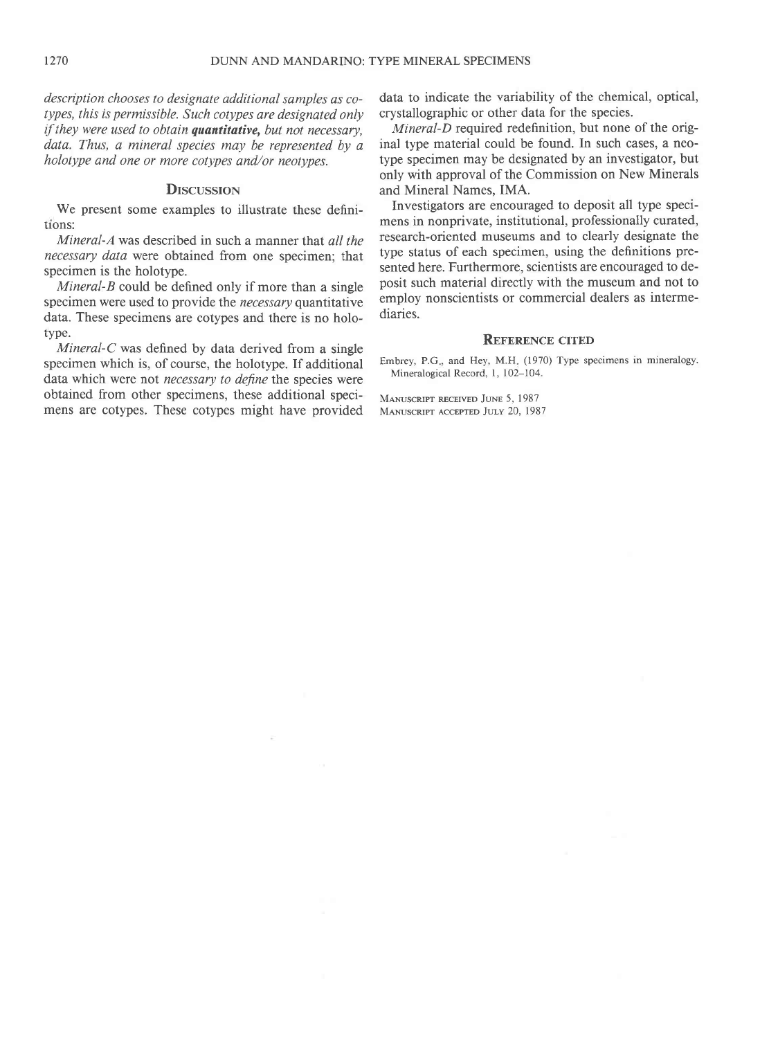*description chooses to designate additional samples as cotypes, this is permissible. Such cotypes are designated only if they were used to obtain* ***quantitative,*** *but not necessary, data. Thus, a mineral species may be represented by a holotype and one or more cotypes and/or neotypes.*

## Discussion

We present some examples to illustrate these definitions:

*Mineral-A* was described in such a manner that *all the necessary data* were obtained from one specimen; that specimen is the holotype.

*Mineral-B* could be defined only if more than a single specimen were used to provide the *necessary* quantitative data. These specimens are cotypes and there is no holotype.

*Mineral-C* was defined by data derived from a single specimen which is, of course, the holotype. If additional data which were not *necessary to define* the species were obtained from other specimens, these additional specimens are cotypes. These cotypes might have provided data to indicate the variability of the chemical, optical, crystallographic or other data for the species.

*Mineral-D* required redefinition, but none of the original type material could be found. In such cases, a neotype specimen may be designated by an investigator, but only with approval of the Commission on New Minerals and Mineral Names, IMA.

Investigators are encouraged to deposit all type specimens in nonprivate, institutional, professionally curated, research-oriented museums and to clearly designate the type status of each specimen, using the definitions presented here. Furthermore, scientists are encouraged to deposit such material directly with the museum and not to employ nonscientists or commercial dealers as intermediaries.

## Reference cited

Embrey, P.G., and Hey, M.H. (1970) Type specimens in mineralogy. Mineralogical Record, 1, 102–104.

Manuscript received June 5, 1987
Manuscript accepted July 20, 1987